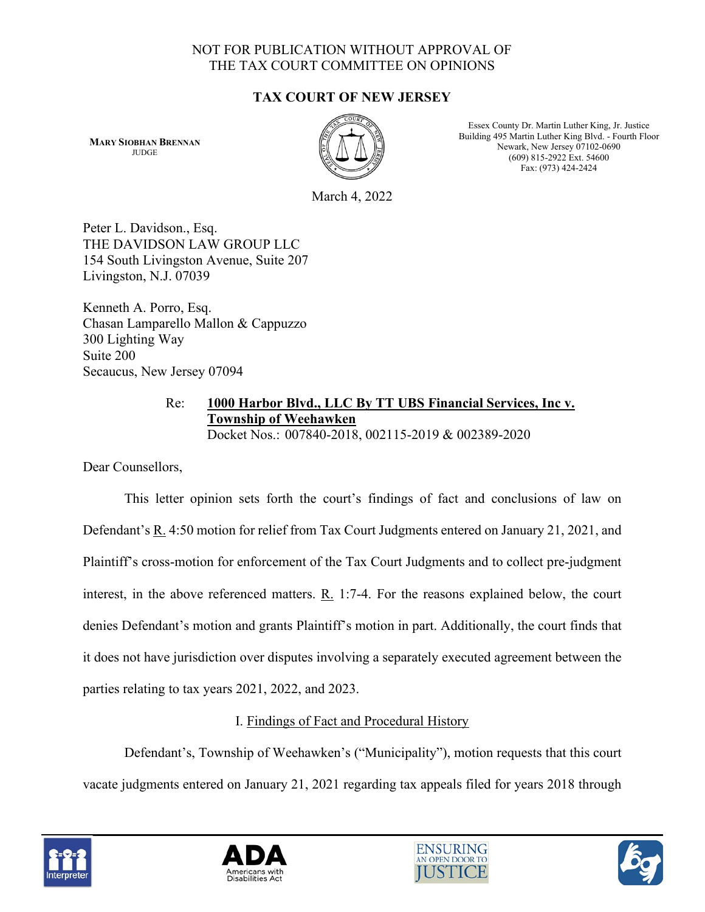NOT FOR PUBLICATION WITHOUT APPROVAL OF
THE TAX COURT COMMITTEE ON OPINIONS

**TAX COURT OF NEW JERSEY**

**MARY SIOBHAN BRENNAN**
JUDGE

Essex County Dr. Martin Luther King, Jr. Justice
Building 495 Martin Luther King Blvd. - Fourth Floor
Newark, New Jersey 07102-0690
(609) 815-2922 Ext. 54600
Fax: (973) 424-2424

March 4, 2022

Peter L. Davidson., Esq.
THE DAVIDSON LAW GROUP LLC
154 South Livingston Avenue, Suite 207
Livingston, N.J. 07039

Kenneth A. Porro, Esq.
Chasan Lamparello Mallon & Cappuzzo
300 Lighting Way
Suite 200
Secaucus, New Jersey 07094

Re: **1000 Harbor Blvd., LLC By TT UBS Financial Services, Inc v. Township of Weehawken**
Docket Nos.: 007840-2018, 002115-2019 & 002389-2020

Dear Counsellors,

This letter opinion sets forth the court's findings of fact and conclusions of law on Defendant's R. 4:50 motion for relief from Tax Court Judgments entered on January 21, 2021, and Plaintiff's cross-motion for enforcement of the Tax Court Judgments and to collect pre-judgment interest, in the above referenced matters. R. 1:7-4. For the reasons explained below, the court denies Defendant's motion and grants Plaintiff's motion in part. Additionally, the court finds that it does not have jurisdiction over disputes involving a separately executed agreement between the parties relating to tax years 2021, 2022, and 2023.

I. Findings of Fact and Procedural History

Defendant's, Township of Weehawken's ("Municipality"), motion requests that this court vacate judgments entered on January 21, 2021 regarding tax appeals filed for years 2018 through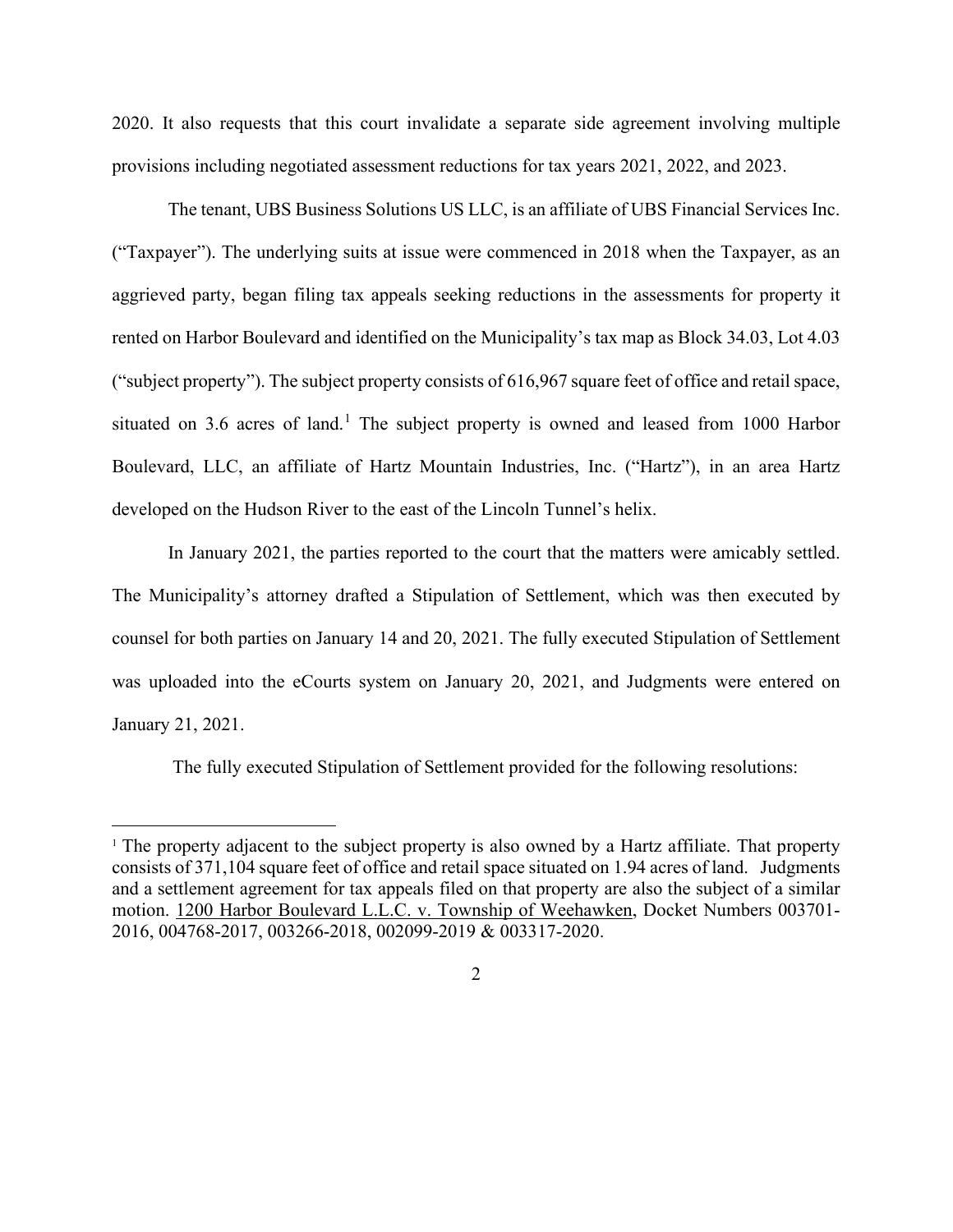2020. It also requests that this court invalidate a separate side agreement involving multiple provisions including negotiated assessment reductions for tax years 2021, 2022, and 2023.

The tenant, UBS Business Solutions US LLC, is an affiliate of UBS Financial Services Inc. ("Taxpayer"). The underlying suits at issue were commenced in 2018 when the Taxpayer, as an aggrieved party, began filing tax appeals seeking reductions in the assessments for property it rented on Harbor Boulevard and identified on the Municipality's tax map as Block 34.03, Lot 4.03 ("subject property"). The subject property consists of 616,967 square feet of office and retail space, situated on 3.6 acres of land.[1] The subject property is owned and leased from 1000 Harbor Boulevard, LLC, an affiliate of Hartz Mountain Industries, Inc. ("Hartz"), in an area Hartz developed on the Hudson River to the east of the Lincoln Tunnel's helix.

In January 2021, the parties reported to the court that the matters were amicably settled. The Municipality's attorney drafted a Stipulation of Settlement, which was then executed by counsel for both parties on January 14 and 20, 2021. The fully executed Stipulation of Settlement was uploaded into the eCourts system on January 20, 2021, and Judgments were entered on January 21, 2021.

The fully executed Stipulation of Settlement provided for the following resolutions:

---

[1] The property adjacent to the subject property is also owned by a Hartz affiliate. That property consists of 371,104 square feet of office and retail space situated on 1.94 acres of land. Judgments and a settlement agreement for tax appeals filed on that property are also the subject of a similar motion. 1200 Harbor Boulevard L.L.C. v. Township of Weehawken, Docket Numbers 003701-2016, 004768-2017, 003266-2018, 002099-2019 & 003317-2020.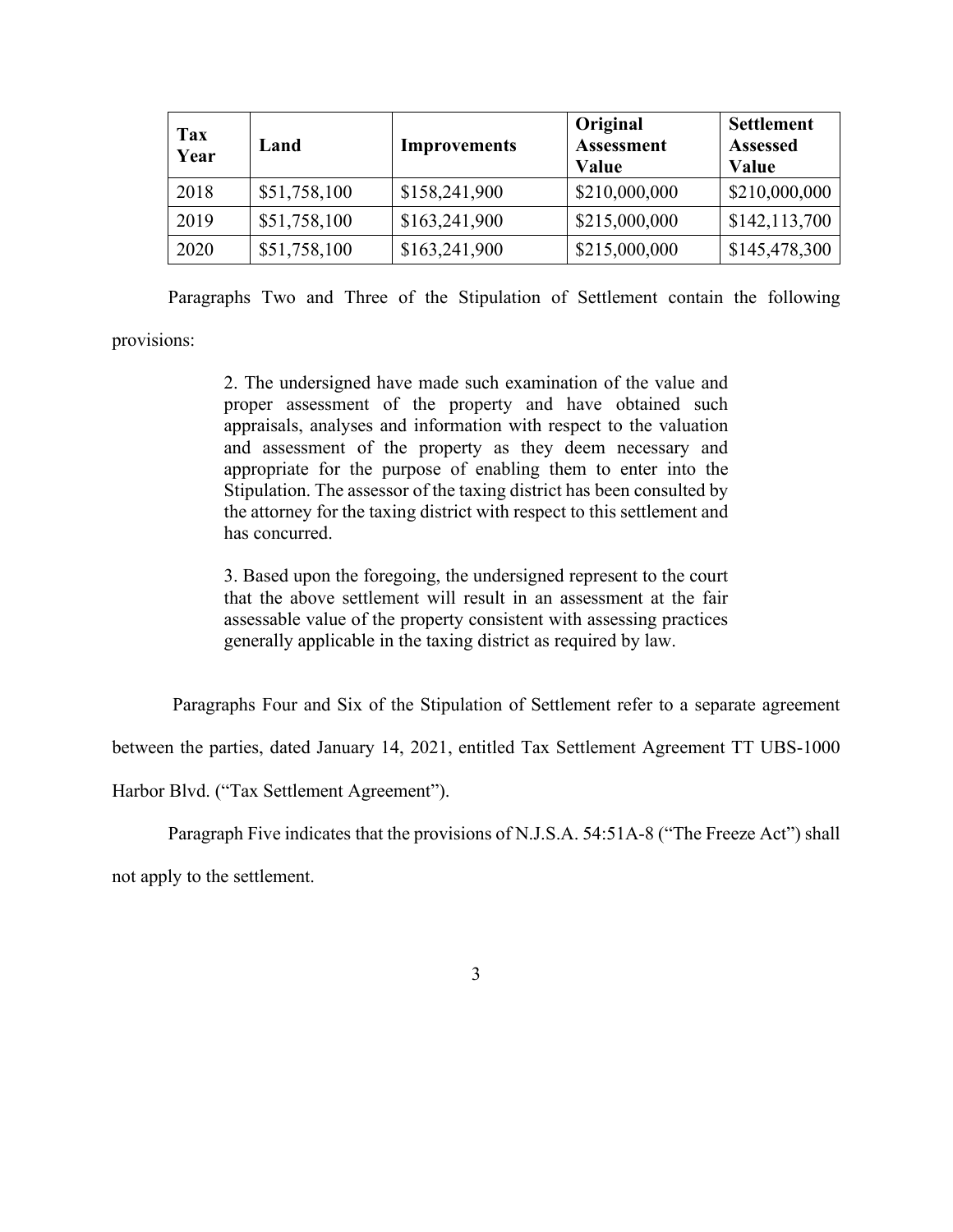| Tax Year | Land | Improvements | Original Assessment Value | Settlement Assessed Value |
|---|---|---|---|---|
| 2018 | $51,758,100 | $158,241,900 | $210,000,000 | $210,000,000 |
| 2019 | $51,758,100 | $163,241,900 | $215,000,000 | $142,113,700 |
| 2020 | $51,758,100 | $163,241,900 | $215,000,000 | $145,478,300 |

Paragraphs Two and Three of the Stipulation of Settlement contain the following provisions:

> 2. The undersigned have made such examination of the value and proper assessment of the property and have obtained such appraisals, analyses and information with respect to the valuation and assessment of the property as they deem necessary and appropriate for the purpose of enabling them to enter into the Stipulation. The assessor of the taxing district has been consulted by the attorney for the taxing district with respect to this settlement and has concurred.
>
> 3. Based upon the foregoing, the undersigned represent to the court that the above settlement will result in an assessment at the fair assessable value of the property consistent with assessing practices generally applicable in the taxing district as required by law.

Paragraphs Four and Six of the Stipulation of Settlement refer to a separate agreement between the parties, dated January 14, 2021, entitled Tax Settlement Agreement TT UBS-1000 Harbor Blvd. ("Tax Settlement Agreement").

Paragraph Five indicates that the provisions of N.J.S.A. 54:51A-8 ("The Freeze Act") shall not apply to the settlement.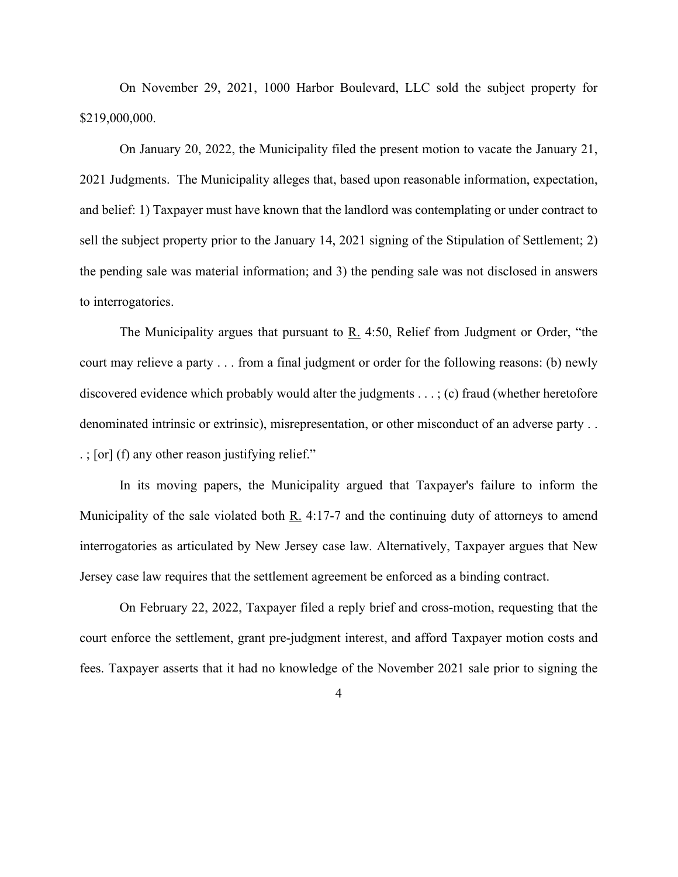On November 29, 2021, 1000 Harbor Boulevard, LLC sold the subject property for $219,000,000.

On January 20, 2022, the Municipality filed the present motion to vacate the January 21, 2021 Judgments. The Municipality alleges that, based upon reasonable information, expectation, and belief: 1) Taxpayer must have known that the landlord was contemplating or under contract to sell the subject property prior to the January 14, 2021 signing of the Stipulation of Settlement; 2) the pending sale was material information; and 3) the pending sale was not disclosed in answers to interrogatories.

The Municipality argues that pursuant to R. 4:50, Relief from Judgment or Order, "the court may relieve a party . . . from a final judgment or order for the following reasons: (b) newly discovered evidence which probably would alter the judgments . . . ; (c) fraud (whether heretofore denominated intrinsic or extrinsic), misrepresentation, or other misconduct of an adverse party . . . ; [or] (f) any other reason justifying relief."

In its moving papers, the Municipality argued that Taxpayer's failure to inform the Municipality of the sale violated both R. 4:17-7 and the continuing duty of attorneys to amend interrogatories as articulated by New Jersey case law. Alternatively, Taxpayer argues that New Jersey case law requires that the settlement agreement be enforced as a binding contract.

On February 22, 2022, Taxpayer filed a reply brief and cross-motion, requesting that the court enforce the settlement, grant pre-judgment interest, and afford Taxpayer motion costs and fees. Taxpayer asserts that it had no knowledge of the November 2021 sale prior to signing the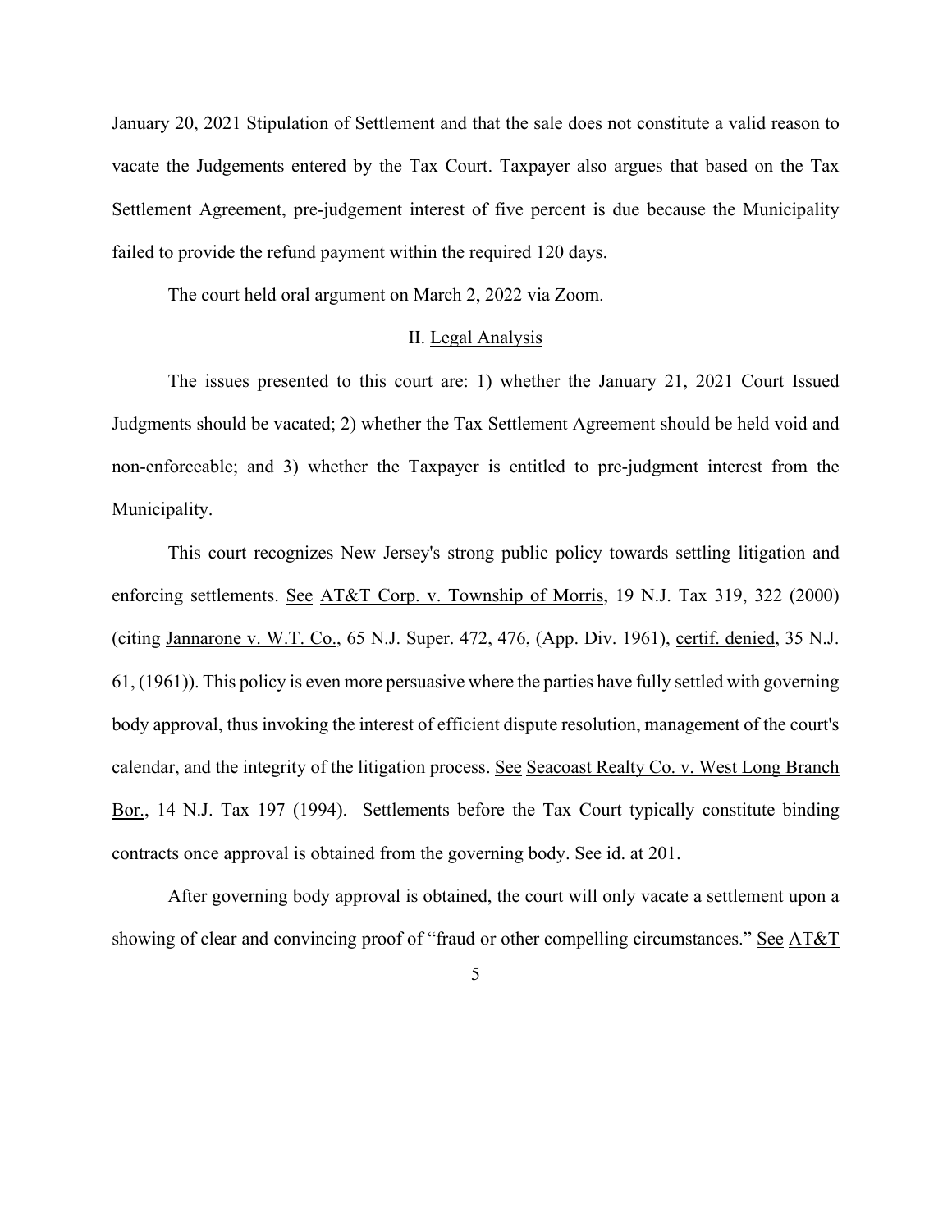January 20, 2021 Stipulation of Settlement and that the sale does not constitute a valid reason to vacate the Judgements entered by the Tax Court. Taxpayer also argues that based on the Tax Settlement Agreement, pre-judgement interest of five percent is due because the Municipality failed to provide the refund payment within the required 120 days.

The court held oral argument on March 2, 2022 via Zoom.

## II. Legal Analysis

The issues presented to this court are: 1) whether the January 21, 2021 Court Issued Judgments should be vacated; 2) whether the Tax Settlement Agreement should be held void and non-enforceable; and 3) whether the Taxpayer is entitled to pre-judgment interest from the Municipality.

This court recognizes New Jersey's strong public policy towards settling litigation and enforcing settlements. See AT&T Corp. v. Township of Morris, 19 N.J. Tax 319, 322 (2000) (citing Jannarone v. W.T. Co., 65 N.J. Super. 472, 476, (App. Div. 1961), certif. denied, 35 N.J. 61, (1961)). This policy is even more persuasive where the parties have fully settled with governing body approval, thus invoking the interest of efficient dispute resolution, management of the court's calendar, and the integrity of the litigation process. See Seacoast Realty Co. v. West Long Branch Bor., 14 N.J. Tax 197 (1994). Settlements before the Tax Court typically constitute binding contracts once approval is obtained from the governing body. See id. at 201.

After governing body approval is obtained, the court will only vacate a settlement upon a showing of clear and convincing proof of "fraud or other compelling circumstances." See AT&T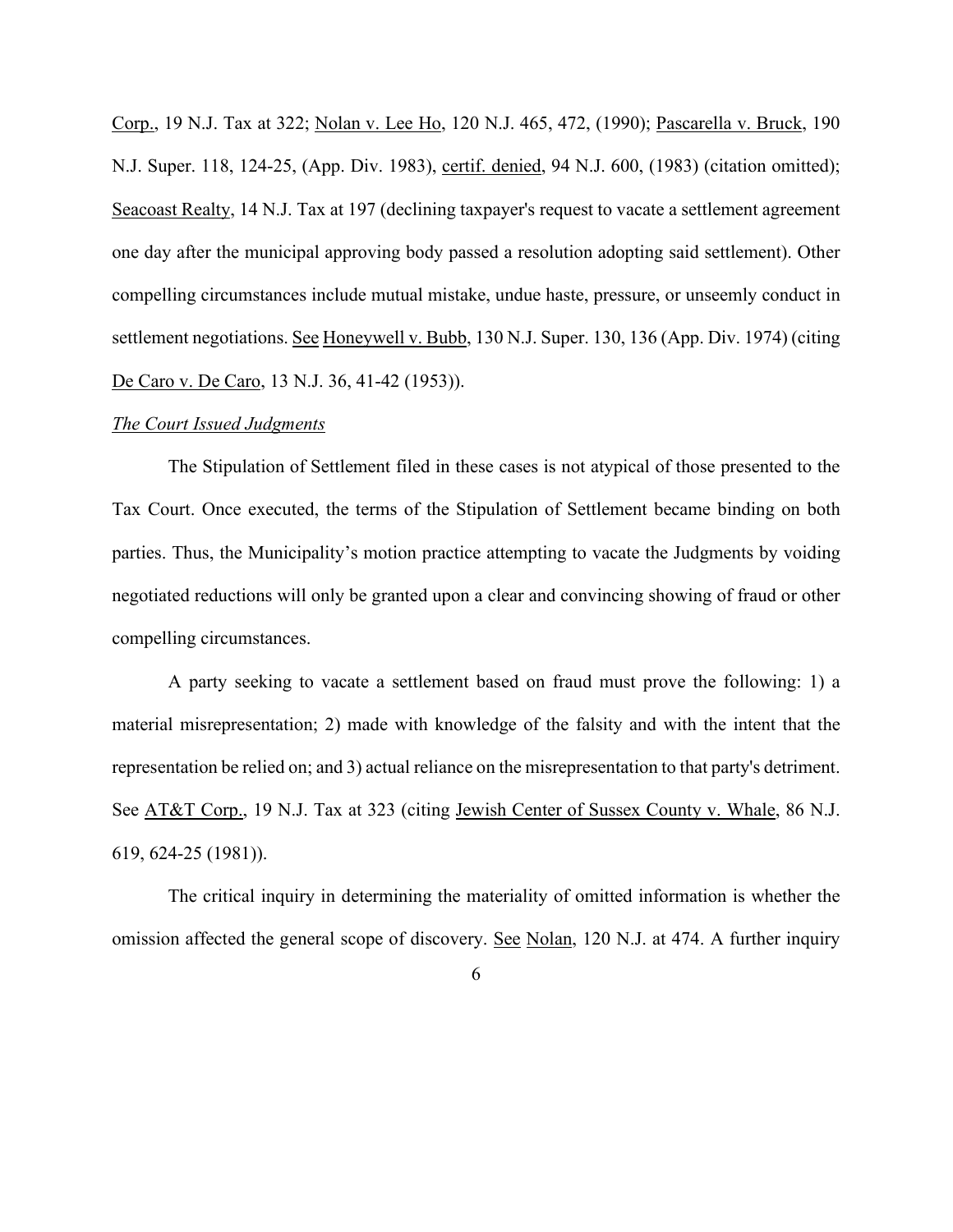Corp., 19 N.J. Tax at 322; Nolan v. Lee Ho, 120 N.J. 465, 472, (1990); Pascarella v. Bruck, 190 N.J. Super. 118, 124-25, (App. Div. 1983), certif. denied, 94 N.J. 600, (1983) (citation omitted); Seacoast Realty, 14 N.J. Tax at 197 (declining taxpayer's request to vacate a settlement agreement one day after the municipal approving body passed a resolution adopting said settlement). Other compelling circumstances include mutual mistake, undue haste, pressure, or unseemly conduct in settlement negotiations. See Honeywell v. Bubb, 130 N.J. Super. 130, 136 (App. Div. 1974) (citing De Caro v. De Caro, 13 N.J. 36, 41-42 (1953)).

*The Court Issued Judgments*

The Stipulation of Settlement filed in these cases is not atypical of those presented to the Tax Court. Once executed, the terms of the Stipulation of Settlement became binding on both parties. Thus, the Municipality's motion practice attempting to vacate the Judgments by voiding negotiated reductions will only be granted upon a clear and convincing showing of fraud or other compelling circumstances.

A party seeking to vacate a settlement based on fraud must prove the following: 1) a material misrepresentation; 2) made with knowledge of the falsity and with the intent that the representation be relied on; and 3) actual reliance on the misrepresentation to that party's detriment. See AT&T Corp., 19 N.J. Tax at 323 (citing Jewish Center of Sussex County v. Whale, 86 N.J. 619, 624-25 (1981)).

The critical inquiry in determining the materiality of omitted information is whether the omission affected the general scope of discovery. See Nolan, 120 N.J. at 474. A further inquiry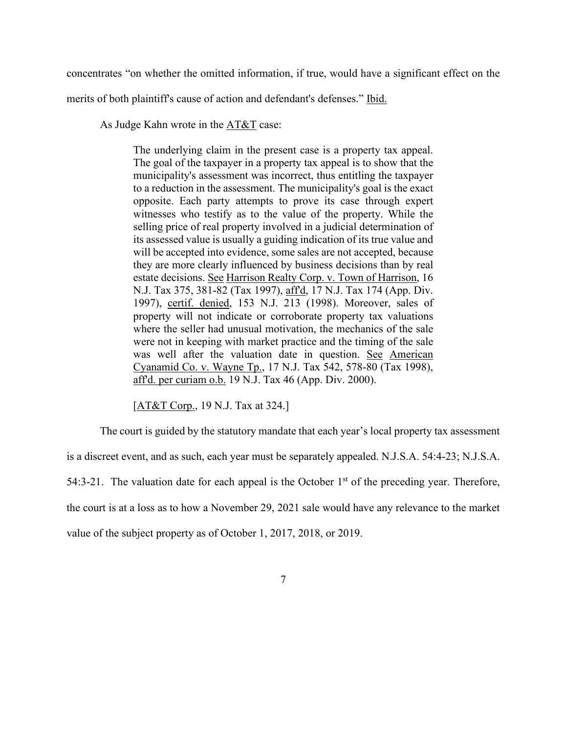concentrates "on whether the omitted information, if true, would have a significant effect on the merits of both plaintiff's cause of action and defendant's defenses." Ibid.

As Judge Kahn wrote in the AT&T case:

> The underlying claim in the present case is a property tax appeal. The goal of the taxpayer in a property tax appeal is to show that the municipality's assessment was incorrect, thus entitling the taxpayer to a reduction in the assessment. The municipality's goal is the exact opposite. Each party attempts to prove its case through expert witnesses who testify as to the value of the property. While the selling price of real property involved in a judicial determination of its assessed value is usually a guiding indication of its true value and will be accepted into evidence, some sales are not accepted, because they are more clearly influenced by business decisions than by real estate decisions. See Harrison Realty Corp. v. Town of Harrison, 16 N.J. Tax 375, 381-82 (Tax 1997), aff'd, 17 N.J. Tax 174 (App. Div. 1997), certif. denied, 153 N.J. 213 (1998). Moreover, sales of property will not indicate or corroborate property tax valuations where the seller had unusual motivation, the mechanics of the sale were not in keeping with market practice and the timing of the sale was well after the valuation date in question. See American Cyanamid Co. v. Wayne Tp., 17 N.J. Tax 542, 578-80 (Tax 1998), aff'd. per curiam o.b. 19 N.J. Tax 46 (App. Div. 2000).
>
> [AT&T Corp., 19 N.J. Tax at 324.]

The court is guided by the statutory mandate that each year's local property tax assessment is a discreet event, and as such, each year must be separately appealed. N.J.S.A. 54:4-23; N.J.S.A. 54:3-21. The valuation date for each appeal is the October 1st of the preceding year. Therefore, the court is at a loss as to how a November 29, 2021 sale would have any relevance to the market value of the subject property as of October 1, 2017, 2018, or 2019.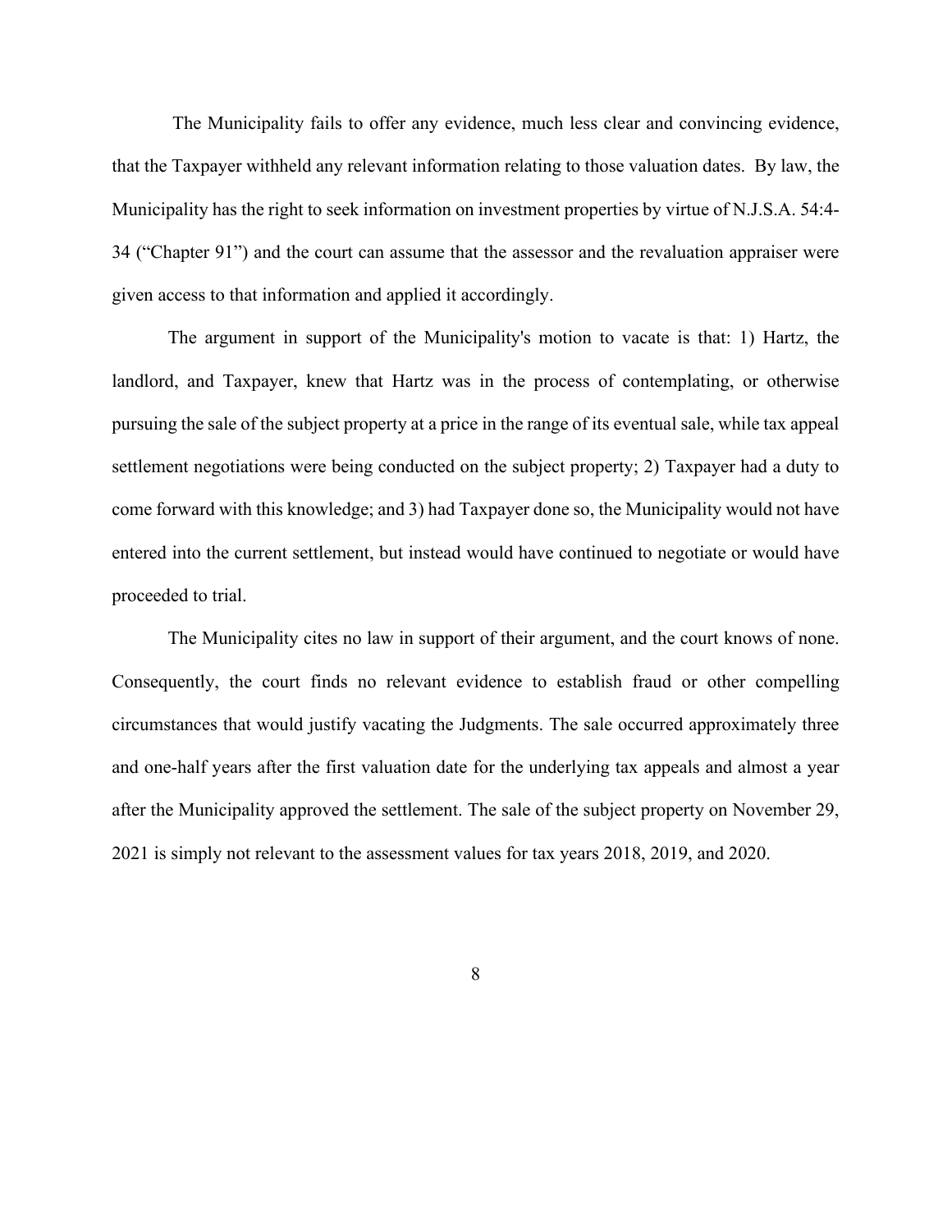The Municipality fails to offer any evidence, much less clear and convincing evidence, that the Taxpayer withheld any relevant information relating to those valuation dates. By law, the Municipality has the right to seek information on investment properties by virtue of N.J.S.A. 54:4-34 ("Chapter 91") and the court can assume that the assessor and the revaluation appraiser were given access to that information and applied it accordingly.

The argument in support of the Municipality's motion to vacate is that: 1) Hartz, the landlord, and Taxpayer, knew that Hartz was in the process of contemplating, or otherwise pursuing the sale of the subject property at a price in the range of its eventual sale, while tax appeal settlement negotiations were being conducted on the subject property; 2) Taxpayer had a duty to come forward with this knowledge; and 3) had Taxpayer done so, the Municipality would not have entered into the current settlement, but instead would have continued to negotiate or would have proceeded to trial.

The Municipality cites no law in support of their argument, and the court knows of none. Consequently, the court finds no relevant evidence to establish fraud or other compelling circumstances that would justify vacating the Judgments. The sale occurred approximately three and one-half years after the first valuation date for the underlying tax appeals and almost a year after the Municipality approved the settlement. The sale of the subject property on November 29, 2021 is simply not relevant to the assessment values for tax years 2018, 2019, and 2020.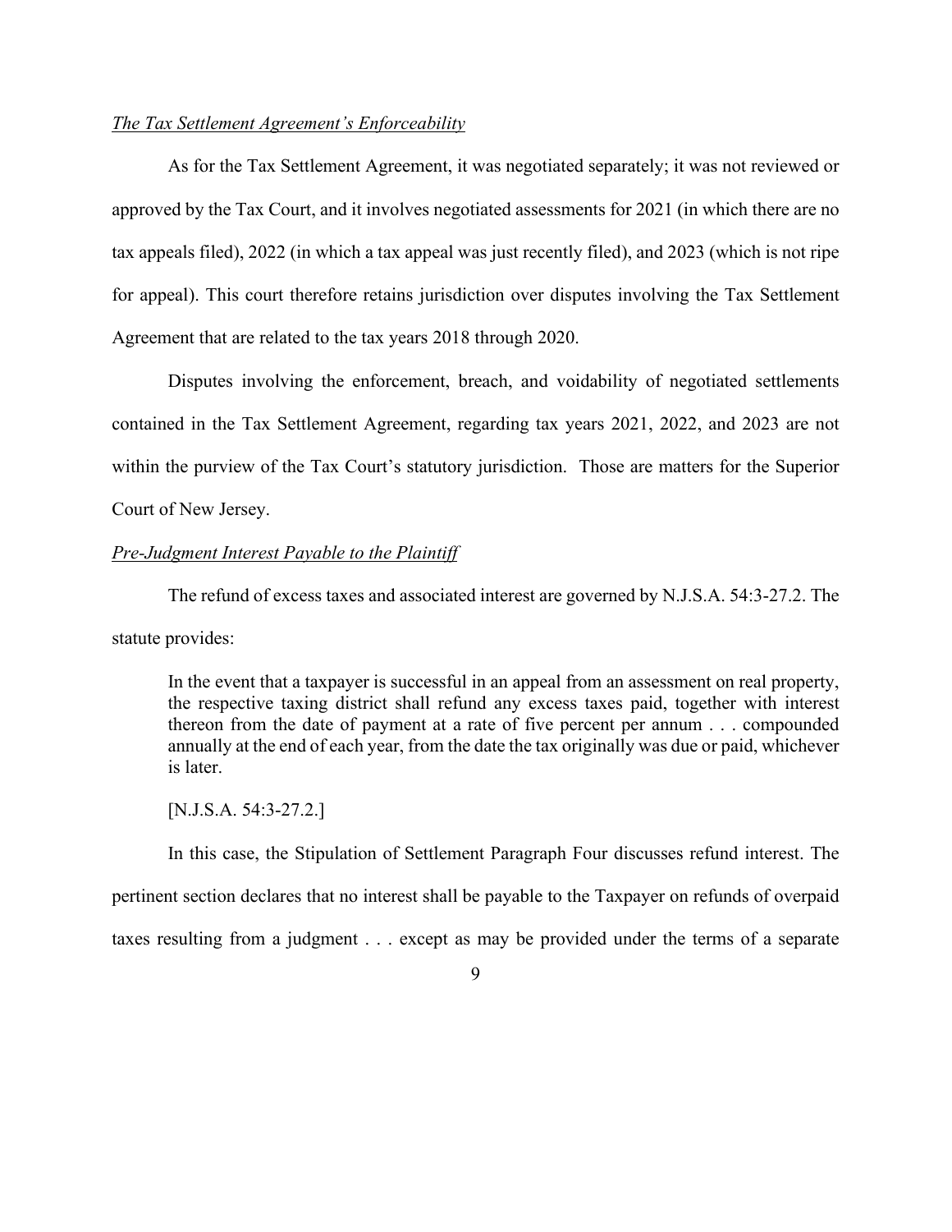*The Tax Settlement Agreement's Enforceability*

As for the Tax Settlement Agreement, it was negotiated separately; it was not reviewed or approved by the Tax Court, and it involves negotiated assessments for 2021 (in which there are no tax appeals filed), 2022 (in which a tax appeal was just recently filed), and 2023 (which is not ripe for appeal). This court therefore retains jurisdiction over disputes involving the Tax Settlement Agreement that are related to the tax years 2018 through 2020.

Disputes involving the enforcement, breach, and voidability of negotiated settlements contained in the Tax Settlement Agreement, regarding tax years 2021, 2022, and 2023 are not within the purview of the Tax Court's statutory jurisdiction. Those are matters for the Superior Court of New Jersey.

*Pre-Judgment Interest Payable to the Plaintiff*

The refund of excess taxes and associated interest are governed by N.J.S.A. 54:3-27.2. The statute provides:

> In the event that a taxpayer is successful in an appeal from an assessment on real property, the respective taxing district shall refund any excess taxes paid, together with interest thereon from the date of payment at a rate of five percent per annum . . . compounded annually at the end of each year, from the date the tax originally was due or paid, whichever is later.
>
> [N.J.S.A. 54:3-27.2.]

In this case, the Stipulation of Settlement Paragraph Four discusses refund interest. The pertinent section declares that no interest shall be payable to the Taxpayer on refunds of overpaid taxes resulting from a judgment . . . except as may be provided under the terms of a separate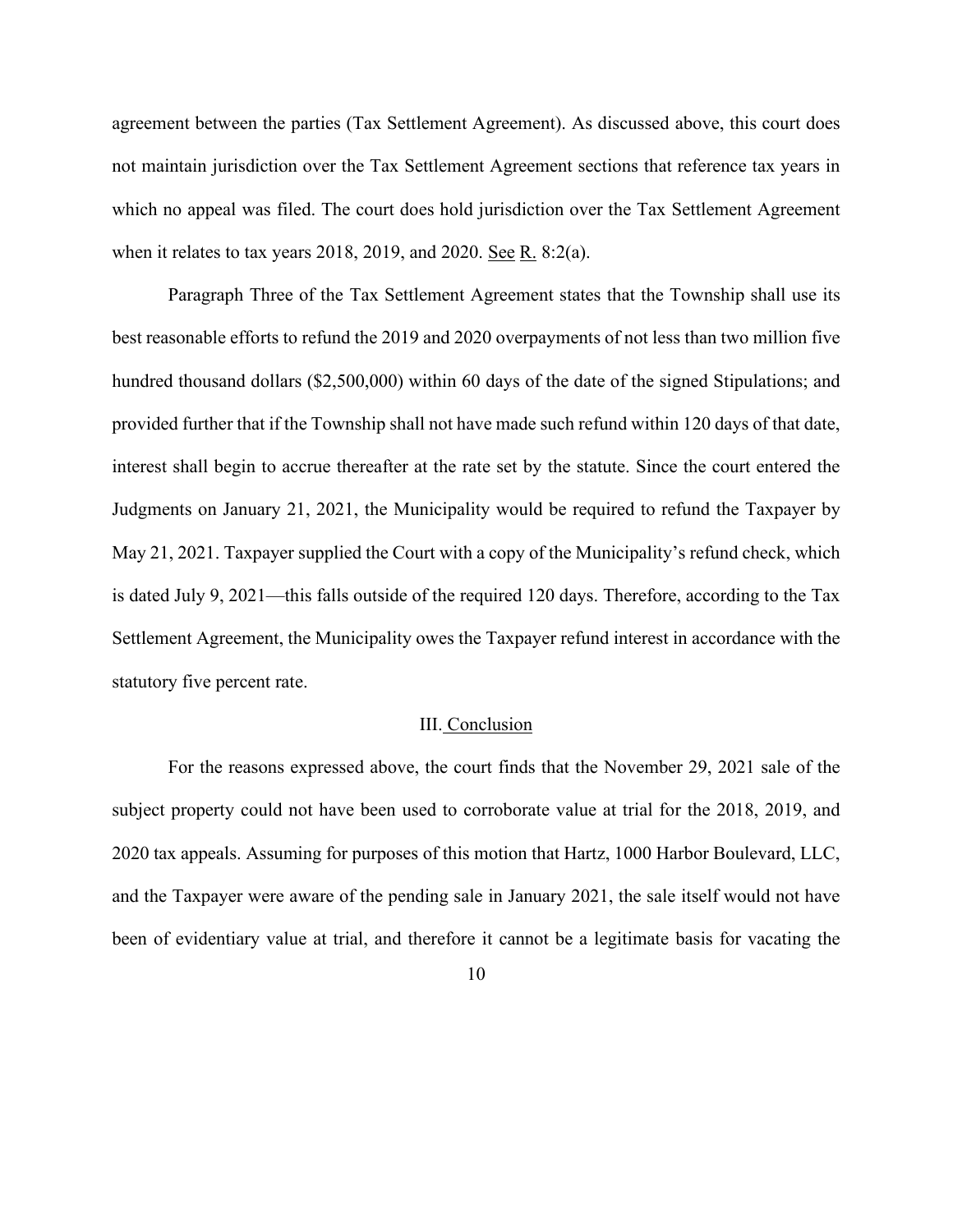agreement between the parties (Tax Settlement Agreement). As discussed above, this court does not maintain jurisdiction over the Tax Settlement Agreement sections that reference tax years in which no appeal was filed. The court does hold jurisdiction over the Tax Settlement Agreement when it relates to tax years 2018, 2019, and 2020. <u>See</u> <u>R.</u> 8:2(a).

Paragraph Three of the Tax Settlement Agreement states that the Township shall use its best reasonable efforts to refund the 2019 and 2020 overpayments of not less than two million five hundred thousand dollars ($2,500,000) within 60 days of the date of the signed Stipulations; and provided further that if the Township shall not have made such refund within 120 days of that date, interest shall begin to accrue thereafter at the rate set by the statute. Since the court entered the Judgments on January 21, 2021, the Municipality would be required to refund the Taxpayer by May 21, 2021. Taxpayer supplied the Court with a copy of the Municipality's refund check, which is dated July 9, 2021—this falls outside of the required 120 days. Therefore, according to the Tax Settlement Agreement, the Municipality owes the Taxpayer refund interest in accordance with the statutory five percent rate.

## III. <u>Conclusion</u>

For the reasons expressed above, the court finds that the November 29, 2021 sale of the subject property could not have been used to corroborate value at trial for the 2018, 2019, and 2020 tax appeals. Assuming for purposes of this motion that Hartz, 1000 Harbor Boulevard, LLC, and the Taxpayer were aware of the pending sale in January 2021, the sale itself would not have been of evidentiary value at trial, and therefore it cannot be a legitimate basis for vacating the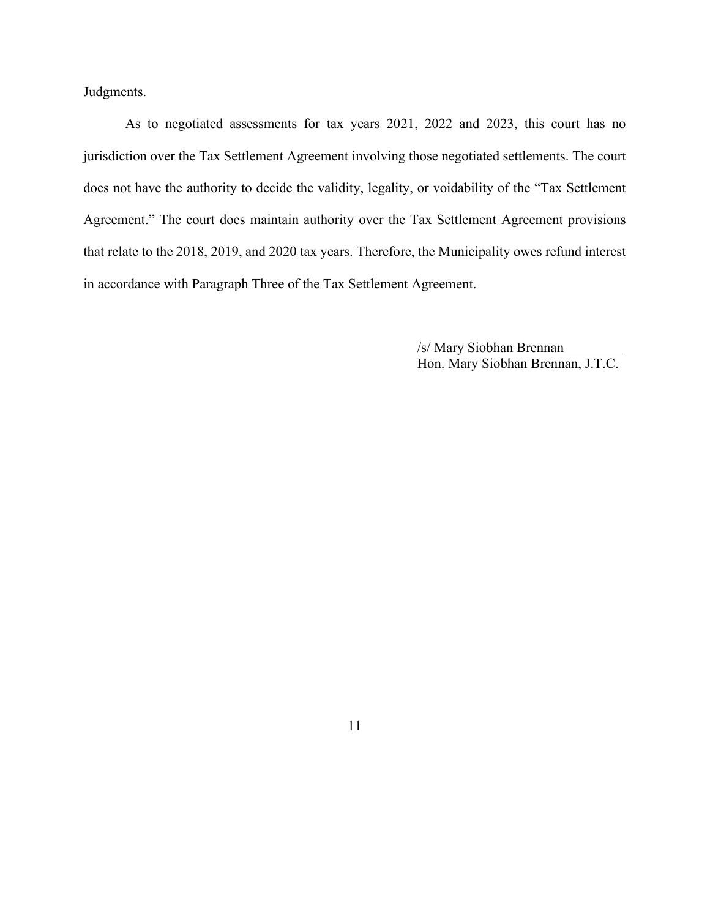Judgments.

As to negotiated assessments for tax years 2021, 2022 and 2023, this court has no jurisdiction over the Tax Settlement Agreement involving those negotiated settlements. The court does not have the authority to decide the validity, legality, or voidability of the "Tax Settlement Agreement." The court does maintain authority over the Tax Settlement Agreement provisions that relate to the 2018, 2019, and 2020 tax years. Therefore, the Municipality owes refund interest in accordance with Paragraph Three of the Tax Settlement Agreement.

/s/ Mary Siobhan Brennan
Hon. Mary Siobhan Brennan, J.T.C.